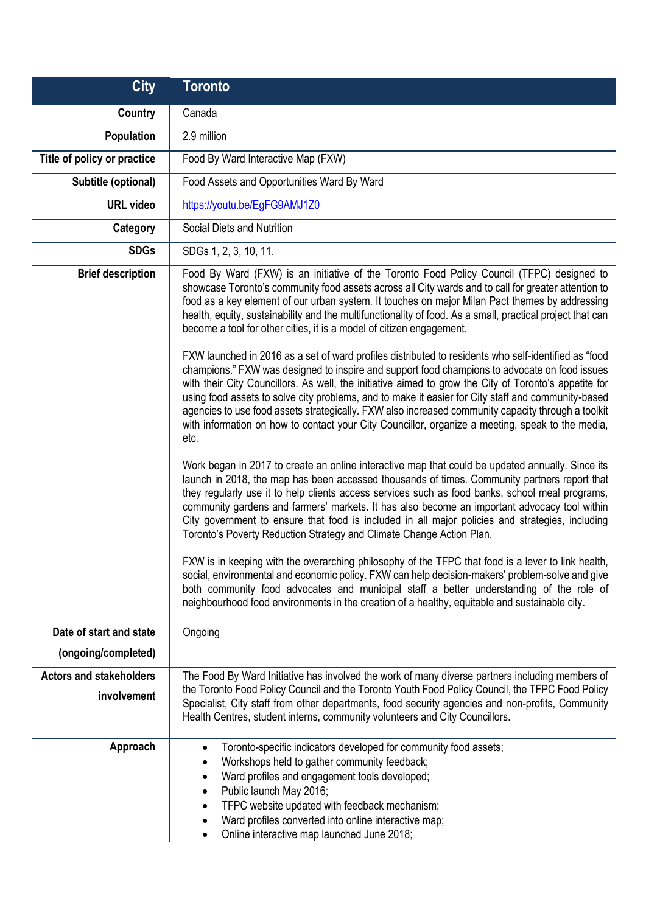| City | Toronto |
| --- | --- |
| Country | Canada |
| Population | 2.9 million |
| Title of policy or practice | Food By Ward Interactive Map (FXW) |
| Subtitle (optional) | Food Assets and Opportunities Ward By Ward |
| URL video | https://youtu.be/EgFG9AMJ1Z0 |
| Category | Social Diets and Nutrition |
| SDGs | SDGs 1, 2, 3, 10, 11. |
| Brief description | Food By Ward (FXW) is an initiative of the Toronto Food Policy Council (TFPC) designed to showcase Toronto's community food assets across all City wards and to call for greater attention to food as a key element of our urban system. It touches on major Milan Pact themes by addressing health, equity, sustainability and the multifunctionality of food. As a small, practical project that can become a tool for other cities, it is a model of citizen engagement.<br><br>FXW launched in 2016 as a set of ward profiles distributed to residents who self-identified as "food champions." FXW was designed to inspire and support food champions to advocate on food issues with their City Councillors. As well, the initiative aimed to grow the City of Toronto's appetite for using food assets to solve city problems, and to make it easier for City staff and community-based agencies to use food assets strategically. FXW also increased community capacity through a toolkit with information on how to contact your City Councillor, organize a meeting, speak to the media, etc.<br><br>Work began in 2017 to create an online interactive map that could be updated annually. Since its launch in 2018, the map has been accessed thousands of times. Community partners report that they regularly use it to help clients access services such as food banks, school meal programs, community gardens and farmers' markets. It has also become an important advocacy tool within City government to ensure that food is included in all major policies and strategies, including Toronto's Poverty Reduction Strategy and Climate Change Action Plan.<br><br>FXW is in keeping with the overarching philosophy of the TFPC that food is a lever to link health, social, environmental and economic policy. FXW can help decision-makers' problem-solve and give both community food advocates and municipal staff a better understanding of the role of neighbourhood food environments in the creation of a healthy, equitable and sustainable city. |
| Date of start and state (ongoing/completed) | Ongoing |
| Actors and stakeholders involvement | The Food By Ward Initiative has involved the work of many diverse partners including members of the Toronto Food Policy Council and the Toronto Youth Food Policy Council, the TFPC Food Policy Specialist, City staff from other departments, food security agencies and non-profits, Community Health Centres, student interns, community volunteers and City Councillors. |
| Approach | • Toronto-specific indicators developed for community food assets;<br>• Workshops held to gather community feedback;<br>• Ward profiles and engagement tools developed;<br>• Public launch May 2016;<br>• TFPC website updated with feedback mechanism;<br>• Ward profiles converted into online interactive map;<br>• Online interactive map launched June 2018; |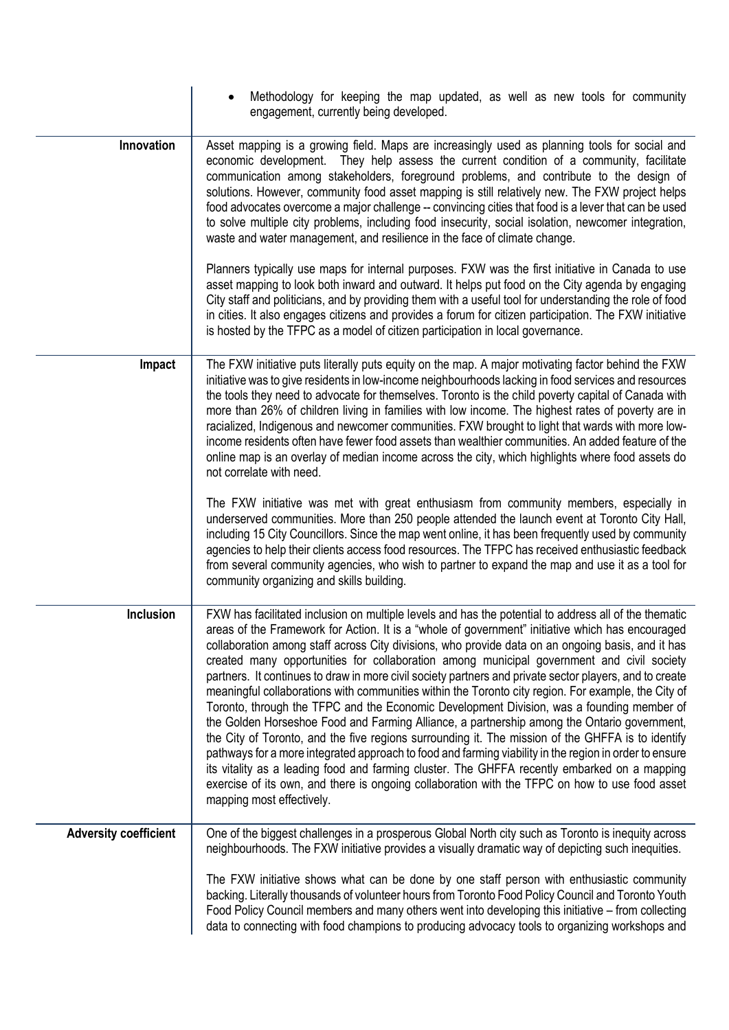| | |
|---|---|
| | • Methodology for keeping the map updated, as well as new tools for community engagement, currently being developed. |
| **Innovation** | Asset mapping is a growing field. Maps are increasingly used as planning tools for social and economic development. They help assess the current condition of a community, facilitate communication among stakeholders, foreground problems, and contribute to the design of solutions. However, community food asset mapping is still relatively new. The FXW project helps food advocates overcome a major challenge -- convincing cities that food is a lever that can be used to solve multiple city problems, including food insecurity, social isolation, newcomer integration, waste and water management, and resilience in the face of climate change.<br><br>Planners typically use maps for internal purposes. FXW was the first initiative in Canada to use asset mapping to look both inward and outward. It helps put food on the City agenda by engaging City staff and politicians, and by providing them with a useful tool for understanding the role of food in cities. It also engages citizens and provides a forum for citizen participation. The FXW initiative is hosted by the TFPC as a model of citizen participation in local governance. |
| **Impact** | The FXW initiative puts literally puts equity on the map. A major motivating factor behind the FXW initiative was to give residents in low-income neighbourhoods lacking in food services and resources the tools they need to advocate for themselves. Toronto is the child poverty capital of Canada with more than 26% of children living in families with low income. The highest rates of poverty are in racialized, Indigenous and newcomer communities. FXW brought to light that wards with more low-income residents often have fewer food assets than wealthier communities. An added feature of the online map is an overlay of median income across the city, which highlights where food assets do not correlate with need.<br><br>The FXW initiative was met with great enthusiasm from community members, especially in underserved communities. More than 250 people attended the launch event at Toronto City Hall, including 15 City Councillors. Since the map went online, it has been frequently used by community agencies to help their clients access food resources. The TFPC has received enthusiastic feedback from several community agencies, who wish to partner to expand the map and use it as a tool for community organizing and skills building. |
| **Inclusion** | FXW has facilitated inclusion on multiple levels and has the potential to address all of the thematic areas of the Framework for Action. It is a "whole of government" initiative which has encouraged collaboration among staff across City divisions, who provide data on an ongoing basis, and it has created many opportunities for collaboration among municipal government and civil society partners. It continues to draw in more civil society partners and private sector players, and to create meaningful collaborations with communities within the Toronto city region. For example, the City of Toronto, through the TFPC and the Economic Development Division, was a founding member of the Golden Horseshoe Food and Farming Alliance, a partnership among the Ontario government, the City of Toronto, and the five regions surrounding it. The mission of the GHFFA is to identify pathways for a more integrated approach to food and farming viability in the region in order to ensure its vitality as a leading food and farming cluster. The GHFFA recently embarked on a mapping exercise of its own, and there is ongoing collaboration with the TFPC on how to use food asset mapping most effectively. |
| **Adversity coefficient** | One of the biggest challenges in a prosperous Global North city such as Toronto is inequity across neighbourhoods. The FXW initiative provides a visually dramatic way of depicting such inequities.<br><br>The FXW initiative shows what can be done by one staff person with enthusiastic community backing. Literally thousands of volunteer hours from Toronto Food Policy Council and Toronto Youth Food Policy Council members and many others went into developing this initiative – from collecting data to connecting with food champions to producing advocacy tools to organizing workshops and |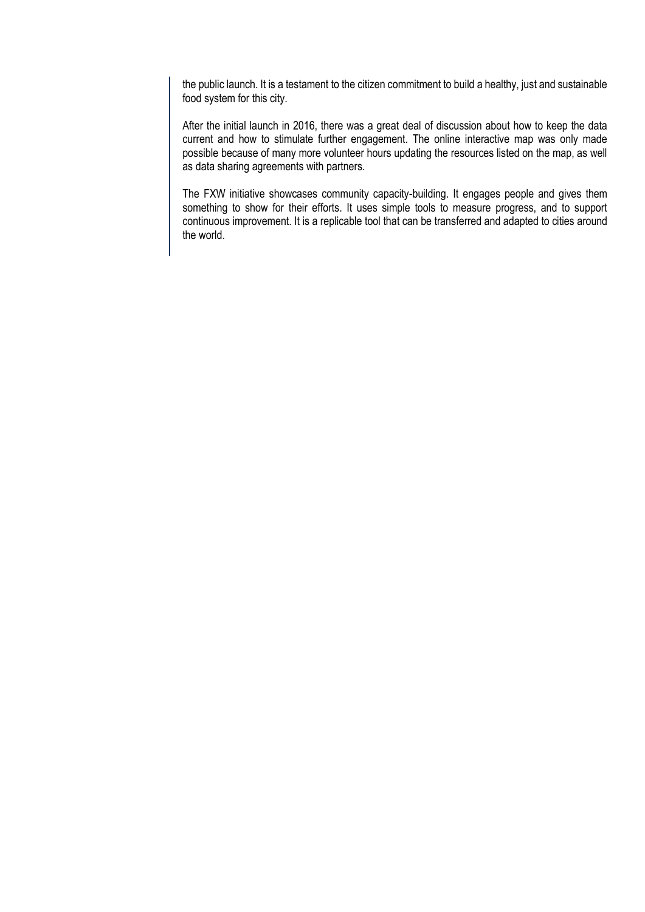the public launch. It is a testament to the citizen commitment to build a healthy, just and sustainable food system for this city.

After the initial launch in 2016, there was a great deal of discussion about how to keep the data current and how to stimulate further engagement. The online interactive map was only made possible because of many more volunteer hours updating the resources listed on the map, as well as data sharing agreements with partners.

The FXW initiative showcases community capacity-building. It engages people and gives them something to show for their efforts. It uses simple tools to measure progress, and to support continuous improvement. It is a replicable tool that can be transferred and adapted to cities around the world.